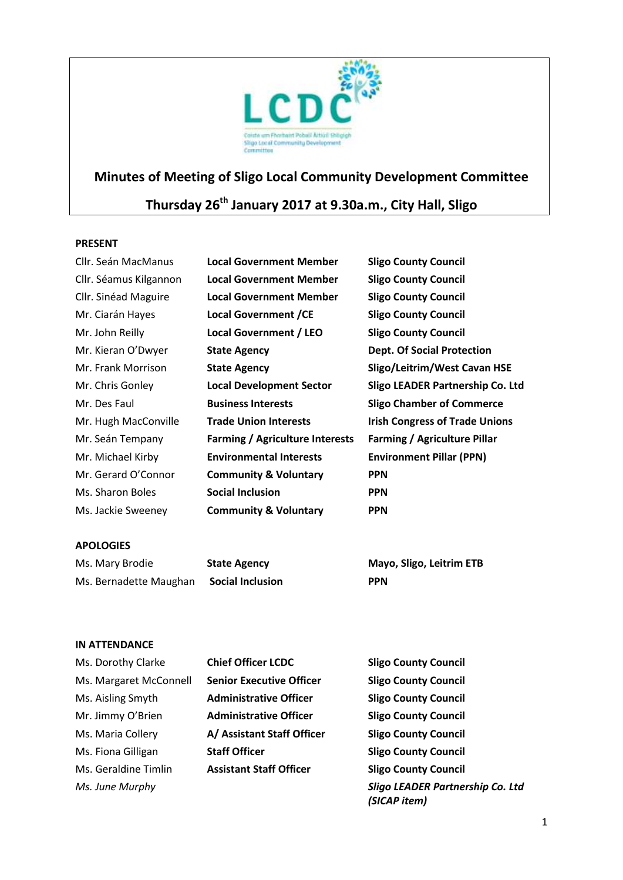# Minutes of Meeting of Sligo Local Community Development Committee

## Thursday 26th January 2017 at 9.30a.m., City Hall, Sligo

**PRESENT**

| | | |
|---|---|---|
| Cllr. Seán MacManus | **Local Government Member** | **Sligo County Council** |
| Cllr. Séamus Kilgannon | **Local Government Member** | **Sligo County Council** |
| Cllr. Sinéad Maguire | **Local Government Member** | **Sligo County Council** |
| Mr. Ciarán Hayes | **Local Government /CE** | **Sligo County Council** |
| Mr. John Reilly | **Local Government / LEO** | **Sligo County Council** |
| Mr. Kieran O'Dwyer | **State Agency** | **Dept. Of Social Protection** |
| Mr. Frank Morrison | **State Agency** | **Sligo/Leitrim/West Cavan HSE** |
| Mr. Chris Gonley | **Local Development Sector** | **Sligo LEADER Partnership Co. Ltd** |
| Mr. Des Faul | **Business Interests** | **Sligo Chamber of Commerce** |
| Mr. Hugh MacConville | **Trade Union Interests** | **Irish Congress of Trade Unions** |
| Mr. Seán Tempany | **Farming / Agriculture Interests** | **Farming / Agriculture Pillar** |
| Mr. Michael Kirby | **Environmental Interests** | **Environment Pillar (PPN)** |
| Mr. Gerard O'Connor | **Community & Voluntary** | **PPN** |
| Ms. Sharon Boles | **Social Inclusion** | **PPN** |
| Ms. Jackie Sweeney | **Community & Voluntary** | **PPN** |

**APOLOGIES**

| | | |
|---|---|---|
| Ms. Mary Brodie | **State Agency** | **Mayo, Sligo, Leitrim ETB** |
| Ms. Bernadette Maughan | **Social Inclusion** | **PPN** |

**IN ATTENDANCE**

| | | |
|---|---|---|
| Ms. Dorothy Clarke | **Chief Officer LCDC** | **Sligo County Council** |
| Ms. Margaret McConnell | **Senior Executive Officer** | **Sligo County Council** |
| Ms. Aisling Smyth | **Administrative Officer** | **Sligo County Council** |
| Mr. Jimmy O'Brien | **Administrative Officer** | **Sligo County Council** |
| Ms. Maria Collery | **A/ Assistant Staff Officer** | **Sligo County Council** |
| Ms. Fiona Gilligan | **Staff Officer** | **Sligo County Council** |
| Ms. Geraldine Timlin | **Assistant Staff Officer** | **Sligo County Council** |
| *Ms. June Murphy* | | ***Sligo LEADER Partnership Co. Ltd (SICAP item)*** |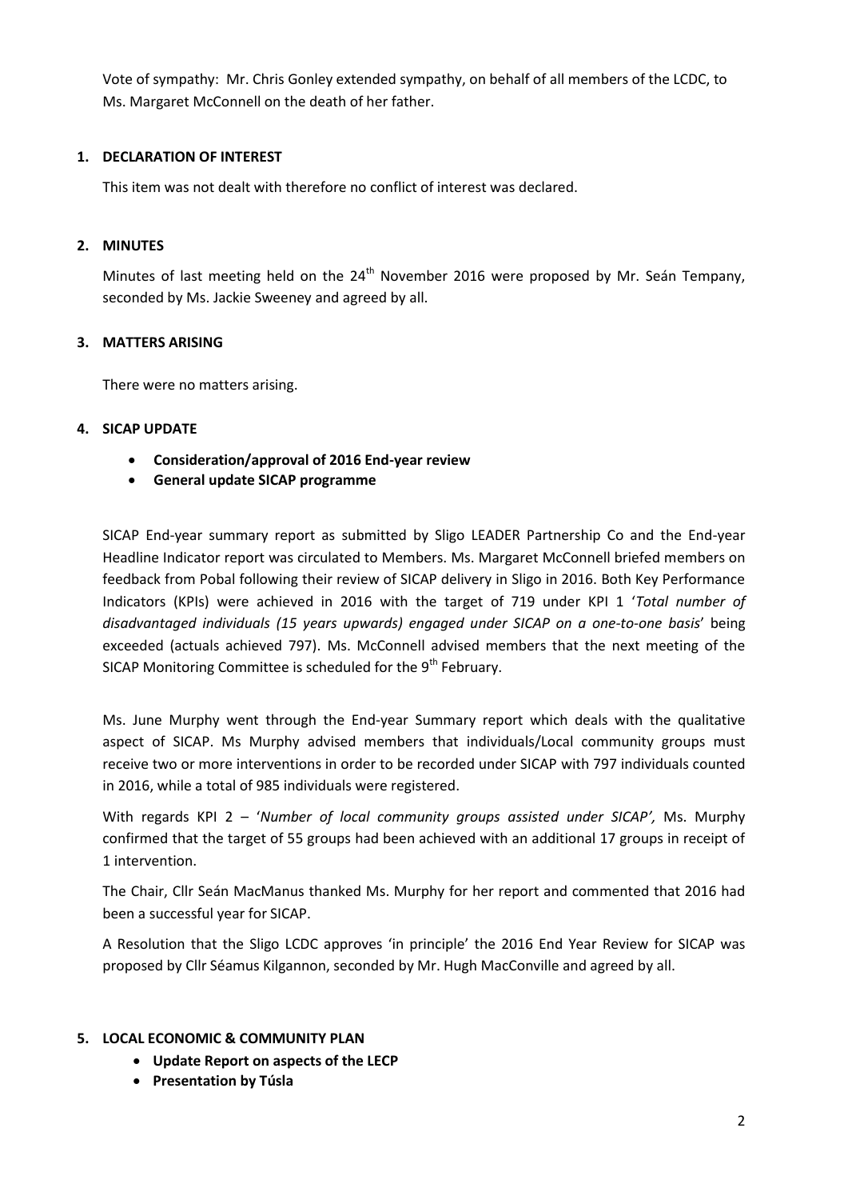Vote of sympathy: Mr. Chris Gonley extended sympathy, on behalf of all members of the LCDC, to Ms. Margaret McConnell on the death of her father.

## 1. DECLARATION OF INTEREST

This item was not dealt with therefore no conflict of interest was declared.

## 2. MINUTES

Minutes of last meeting held on the 24th November 2016 were proposed by Mr. Seán Tempany, seconded by Ms. Jackie Sweeney and agreed by all.

## 3. MATTERS ARISING

There were no matters arising.

## 4. SICAP UPDATE

- **Consideration/approval of 2016 End-year review**
- **General update SICAP programme**

SICAP End-year summary report as submitted by Sligo LEADER Partnership Co and the End-year Headline Indicator report was circulated to Members. Ms. Margaret McConnell briefed members on feedback from Pobal following their review of SICAP delivery in Sligo in 2016. Both Key Performance Indicators (KPIs) were achieved in 2016 with the target of 719 under KPI 1 '*Total number of disadvantaged individuals (15 years upwards) engaged under SICAP on a one-to-one basis*' being exceeded (actuals achieved 797). Ms. McConnell advised members that the next meeting of the SICAP Monitoring Committee is scheduled for the 9th February.

Ms. June Murphy went through the End-year Summary report which deals with the qualitative aspect of SICAP. Ms Murphy advised members that individuals/Local community groups must receive two or more interventions in order to be recorded under SICAP with 797 individuals counted in 2016, while a total of 985 individuals were registered.

With regards KPI 2 – '*Number of local community groups assisted under SICAP',* Ms. Murphy confirmed that the target of 55 groups had been achieved with an additional 17 groups in receipt of 1 intervention.

The Chair, Cllr Seán MacManus thanked Ms. Murphy for her report and commented that 2016 had been a successful year for SICAP.

A Resolution that the Sligo LCDC approves 'in principle' the 2016 End Year Review for SICAP was proposed by Cllr Séamus Kilgannon, seconded by Mr. Hugh MacConville and agreed by all.

## 5. LOCAL ECONOMIC & COMMUNITY PLAN

- **Update Report on aspects of the LECP**
- **Presentation by Túsla**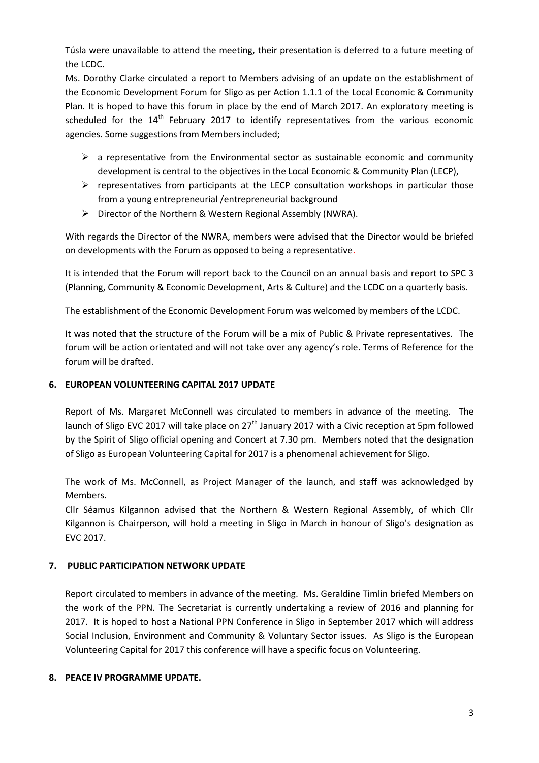Túsla were unavailable to attend the meeting, their presentation is deferred to a future meeting of the LCDC.

Ms. Dorothy Clarke circulated a report to Members advising of an update on the establishment of the Economic Development Forum for Sligo as per Action 1.1.1 of the Local Economic & Community Plan. It is hoped to have this forum in place by the end of March 2017. An exploratory meeting is scheduled for the 14th February 2017 to identify representatives from the various economic agencies. Some suggestions from Members included;

- a representative from the Environmental sector as sustainable economic and community development is central to the objectives in the Local Economic & Community Plan (LECP),
- representatives from participants at the LECP consultation workshops in particular those from a young entrepreneurial /entrepreneurial background
- Director of the Northern & Western Regional Assembly (NWRA).

With regards the Director of the NWRA, members were advised that the Director would be briefed on developments with the Forum as opposed to being a representative.

It is intended that the Forum will report back to the Council on an annual basis and report to SPC 3 (Planning, Community & Economic Development, Arts & Culture) and the LCDC on a quarterly basis.

The establishment of the Economic Development Forum was welcomed by members of the LCDC.

It was noted that the structure of the Forum will be a mix of Public & Private representatives. The forum will be action orientated and will not take over any agency's role. Terms of Reference for the forum will be drafted.

## 6. EUROPEAN VOLUNTEERING CAPITAL 2017 UPDATE

Report of Ms. Margaret McConnell was circulated to members in advance of the meeting. The launch of Sligo EVC 2017 will take place on 27th January 2017 with a Civic reception at 5pm followed by the Spirit of Sligo official opening and Concert at 7.30 pm. Members noted that the designation of Sligo as European Volunteering Capital for 2017 is a phenomenal achievement for Sligo.

The work of Ms. McConnell, as Project Manager of the launch, and staff was acknowledged by Members.

Cllr Séamus Kilgannon advised that the Northern & Western Regional Assembly, of which Cllr Kilgannon is Chairperson, will hold a meeting in Sligo in March in honour of Sligo's designation as EVC 2017.

## 7. PUBLIC PARTICIPATION NETWORK UPDATE

Report circulated to members in advance of the meeting. Ms. Geraldine Timlin briefed Members on the work of the PPN. The Secretariat is currently undertaking a review of 2016 and planning for 2017. It is hoped to host a National PPN Conference in Sligo in September 2017 which will address Social Inclusion, Environment and Community & Voluntary Sector issues. As Sligo is the European Volunteering Capital for 2017 this conference will have a specific focus on Volunteering.

## 8. PEACE IV PROGRAMME UPDATE.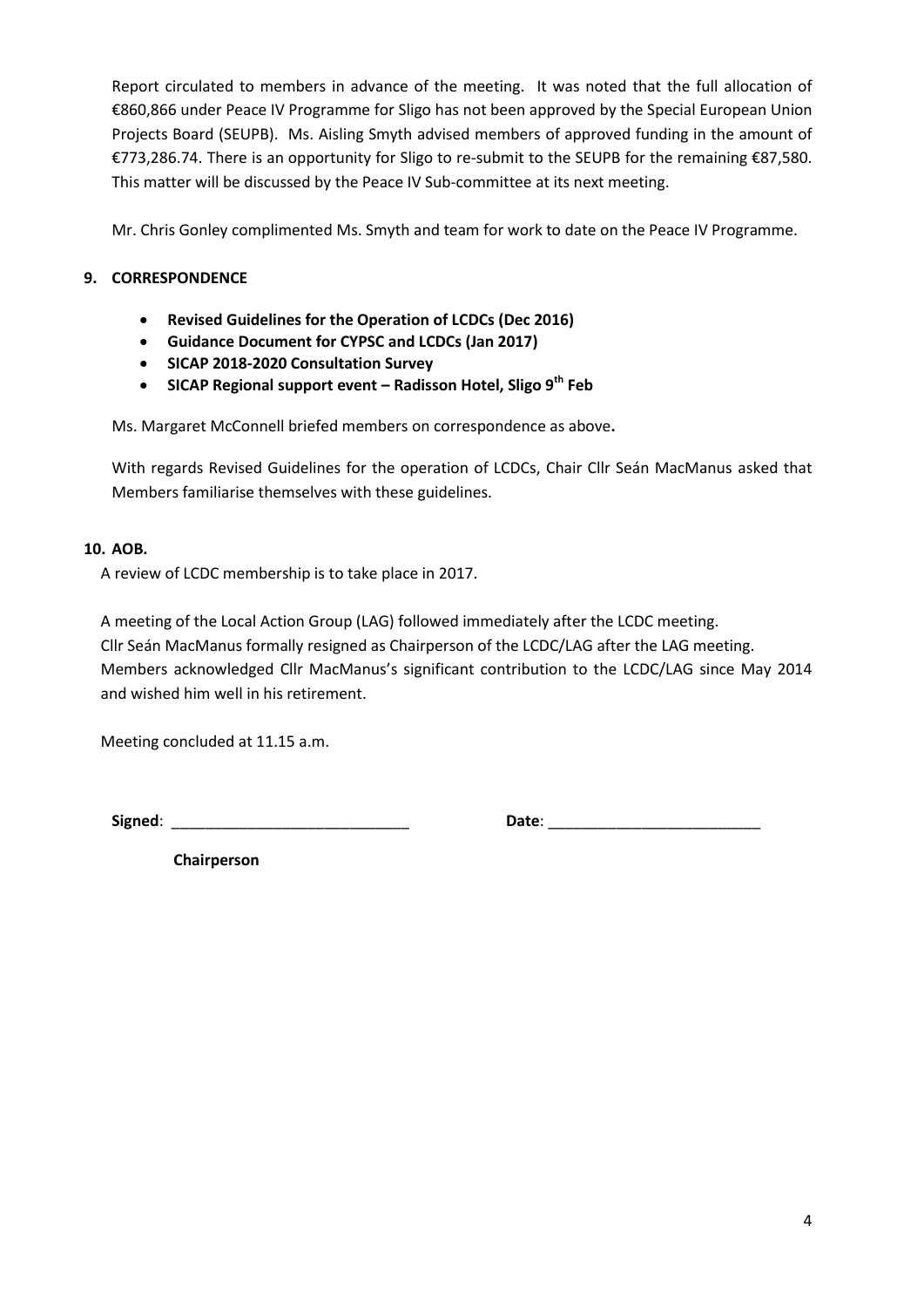Report circulated to members in advance of the meeting. It was noted that the full allocation of €860,866 under Peace IV Programme for Sligo has not been approved by the Special European Union Projects Board (SEUPB). Ms. Aisling Smyth advised members of approved funding in the amount of €773,286.74. There is an opportunity for Sligo to re-submit to the SEUPB for the remaining €87,580. This matter will be discussed by the Peace IV Sub-committee at its next meeting.

Mr. Chris Gonley complimented Ms. Smyth and team for work to date on the Peace IV Programme.

**9. CORRESPONDENCE**

- **Revised Guidelines for the Operation of LCDCs (Dec 2016)**
- **Guidance Document for CYPSC and LCDCs (Jan 2017)**
- **SICAP 2018-2020 Consultation Survey**
- **SICAP Regional support event – Radisson Hotel, Sligo 9th Feb**

Ms. Margaret McConnell briefed members on correspondence as above**.**

With regards Revised Guidelines for the operation of LCDCs, Chair Cllr Seán MacManus asked that Members familiarise themselves with these guidelines.

**10. AOB.**

A review of LCDC membership is to take place in 2017.

A meeting of the Local Action Group (LAG) followed immediately after the LCDC meeting.
Cllr Seán MacManus formally resigned as Chairperson of the LCDC/LAG after the LAG meeting.
Members acknowledged Cllr MacManus's significant contribution to the LCDC/LAG since May 2014 and wished him well in his retirement.

Meeting concluded at 11.15 a.m.

**Signed**: ____________________________ **Date**: _________________________

**Chairperson**